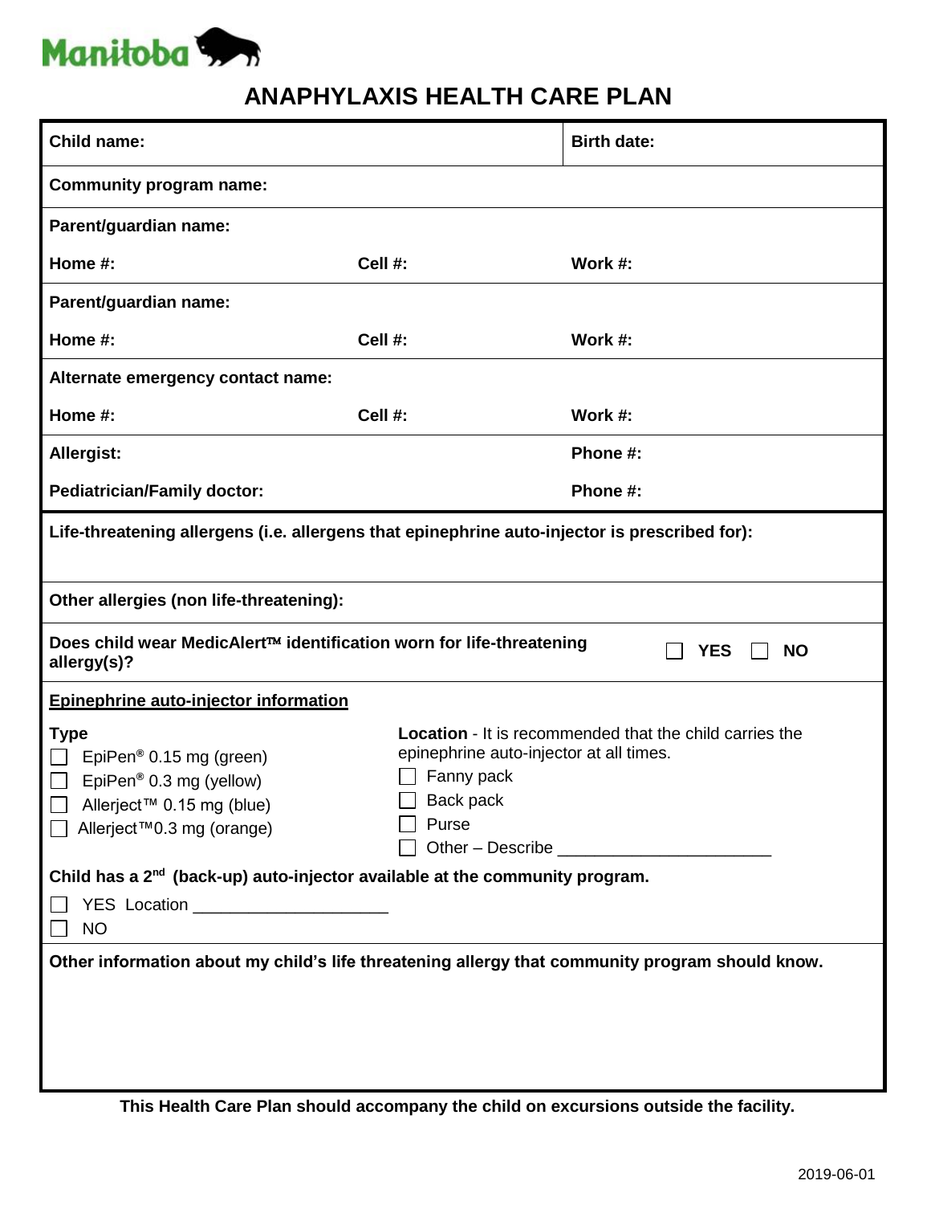Manitoba

# ANAPHYLAXIS HEALTH CARE PLAN

| | | |
|---|---|---|
| **Child name:** | | **Birth date:** |
| **Community program name:** | | |
| **Parent/guardian name:** | | |
| **Home #:** | **Cell #:** | **Work #:** |
| **Parent/guardian name:** | | |
| **Home #:** | **Cell #:** | **Work #:** |
| **Alternate emergency contact name:** | | |
| **Home #:** | **Cell #:** | **Work #:** |
| **Allergist:** | | **Phone #:** |
| **Pediatrician/Family doctor:** | | **Phone #:** |

**Life-threatening allergens (i.e. allergens that epinephrine auto-injector is prescribed for):**

**Other allergies (non life-threatening):**

**Does child wear MedicAlert™ identification worn for life-threatening allergy(s)?** ☐ **YES** ☐ **NO**

**Epinephrine auto-injector information**

**Type**

☐ EpiPen® 0.15 mg (green)
☐ EpiPen® 0.3 mg (yellow)
☐ Allerject™ 0.15 mg (blue)
☐ Allerject™0.3 mg (orange)

**Location** - It is recommended that the child carries the epinephrine auto-injector at all times.

☐ Fanny pack
☐ Back pack
☐ Purse
☐ Other – Describe ______________________

**Child has a 2nd (back-up) auto-injector available at the community program.**

☐ YES Location ____________________
☐ NO

**Other information about my child's life threatening allergy that community program should know.**

**This Health Care Plan should accompany the child on excursions outside the facility.**

2019-06-01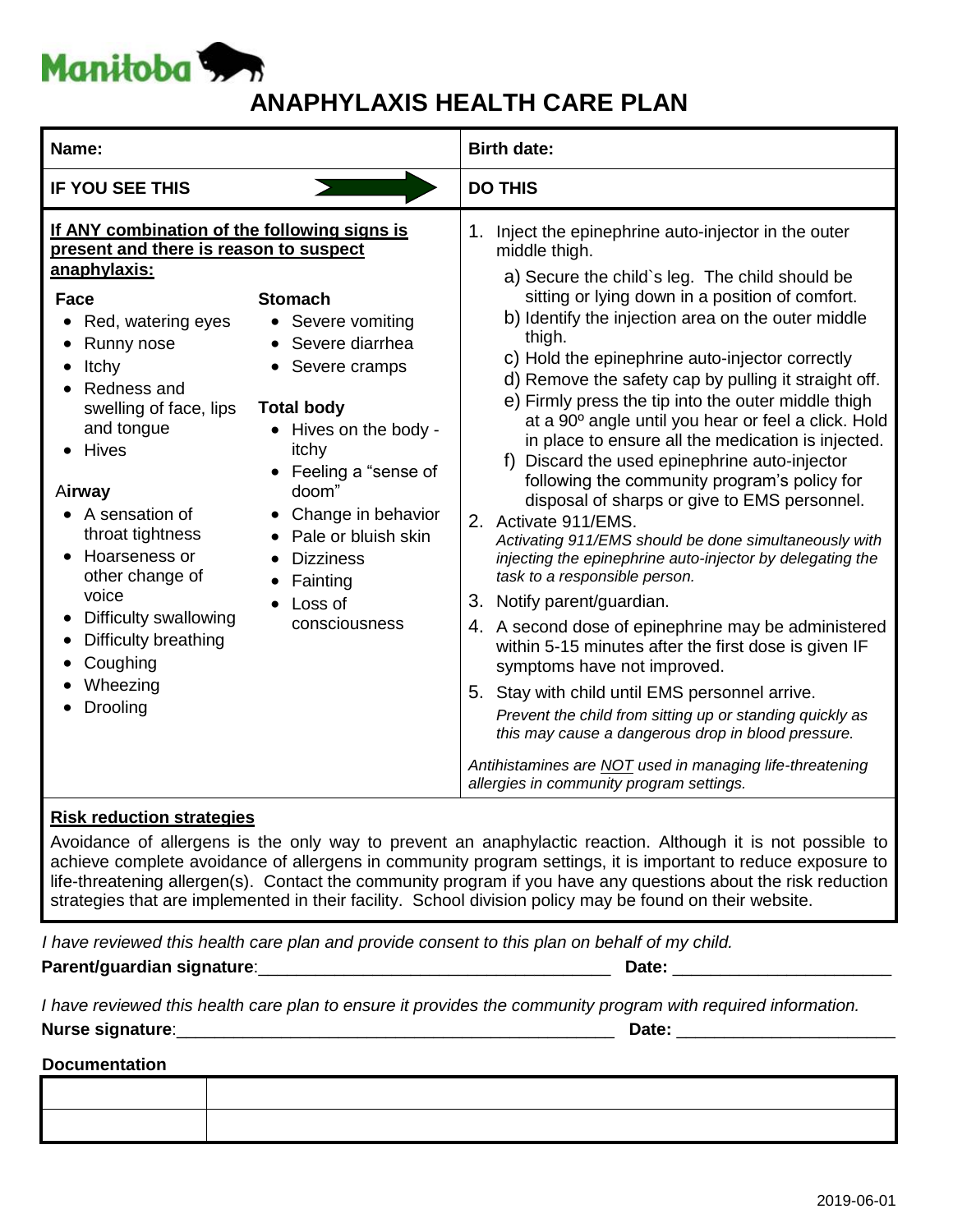Manitoba

# ANAPHYLAXIS HEALTH CARE PLAN

| | |
|---|---|
| **Name:** | **Birth date:** |
| **IF YOU SEE THIS** | **DO THIS** |

**If ANY combination of the following signs is present and there is reason to suspect anaphylaxis:**

**Face**
- Red, watering eyes
- Runny nose
- Itchy
- Redness and swelling of face, lips and tongue
- Hives

**Airway**
- A sensation of throat tightness
- Hoarseness or other change of voice
- Difficulty swallowing
- Difficulty breathing
- Coughing
- Wheezing
- Drooling

**Stomach**
- Severe vomiting
- Severe diarrhea
- Severe cramps

**Total body**
- Hives on the body - itchy
- Feeling a "sense of doom"
- Change in behavior
- Pale or bluish skin
- Dizziness
- Fainting
- Loss of consciousness

**DO THIS**

1. Inject the epinephrine auto-injector in the outer middle thigh.
   a) Secure the child`s leg. The child should be sitting or lying down in a position of comfort.
   b) Identify the injection area on the outer middle thigh.
   c) Hold the epinephrine auto-injector correctly
   d) Remove the safety cap by pulling it straight off.
   e) Firmly press the tip into the outer middle thigh at a 90º angle until you hear or feel a click. Hold in place to ensure all the medication is injected.
   f) Discard the used epinephrine auto-injector following the community program's policy for disposal of sharps or give to EMS personnel.
2. Activate 911/EMS.
   *Activating 911/EMS should be done simultaneously with injecting the epinephrine auto-injector by delegating the task to a responsible person.*
3. Notify parent/guardian.
4. A second dose of epinephrine may be administered within 5-15 minutes after the first dose is given IF symptoms have not improved.
5. Stay with child until EMS personnel arrive.
   *Prevent the child from sitting up or standing quickly as this may cause a dangerous drop in blood pressure.*

*Antihistamines are NOT used in managing life-threatening allergies in community program settings.*

**Risk reduction strategies**

Avoidance of allergens is the only way to prevent an anaphylactic reaction. Although it is not possible to achieve complete avoidance of allergens in community program settings, it is important to reduce exposure to life-threatening allergen(s). Contact the community program if you have any questions about the risk reduction strategies that are implemented in their facility. School division policy may be found on their website.

*I have reviewed this health care plan and provide consent to this plan on behalf of my child.*

**Parent/guardian signature**:_____________________________________ **Date:** ______________________

*I have reviewed this health care plan to ensure it provides the community program with required information.*

**Nurse signature**:_____________________________________________ **Date:** ______________________

**Documentation**

| | |
|---|---|
| | |
| | |

2019-06-01